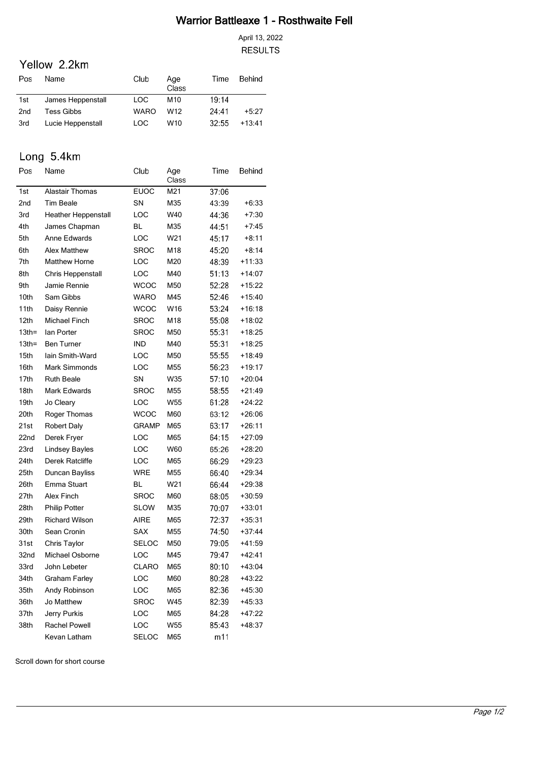# Warrior Battleaxe 1 - Rosthwaite Fell

April 13, 2022

RESULTS

## Yellow 2.2km

| Pos | Name | Club | Age Class | Time | Behind |
|---|---|---|---|---|---|
| 1st | James Heppenstall | LOC | M10 | 19:14 | |
| 2nd | Tess Gibbs | WARO | W12 | 24:41 | +5:27 |
| 3rd | Lucie Heppenstall | LOC | W10 | 32:55 | +13:41 |

## Long 5.4km

| Pos | Name | Club | Age Class | Time | Behind |
|---|---|---|---|---|---|
| 1st | Alastair Thomas | EUOC | M21 | 37:06 | |
| 2nd | Tim Beale | SN | M35 | 43:39 | +6:33 |
| 3rd | Heather Heppenstall | LOC | W40 | 44:36 | +7:30 |
| 4th | James Chapman | BL | M35 | 44:51 | +7:45 |
| 5th | Anne Edwards | LOC | W21 | 45:17 | +8:11 |
| 6th | Alex Matthew | SROC | M18 | 45:20 | +8:14 |
| 7th | Matthew Horne | LOC | M20 | 48:39 | +11:33 |
| 8th | Chris Heppenstall | LOC | M40 | 51:13 | +14:07 |
| 9th | Jamie Rennie | WCOC | M50 | 52:28 | +15:22 |
| 10th | Sam Gibbs | WARO | M45 | 52:46 | +15:40 |
| 11th | Daisy Rennie | WCOC | W16 | 53:24 | +16:18 |
| 12th | Michael Finch | SROC | M18 | 55:08 | +18:02 |
| 13th= | Ian Porter | SROC | M50 | 55:31 | +18:25 |
| 13th= | Ben Turner | IND | M40 | 55:31 | +18:25 |
| 15th | Iain Smith-Ward | LOC | M50 | 55:55 | +18:49 |
| 16th | Mark Simmonds | LOC | M55 | 56:23 | +19:17 |
| 17th | Ruth Beale | SN | W35 | 57:10 | +20:04 |
| 18th | Mark Edwards | SROC | M55 | 58:55 | +21:49 |
| 19th | Jo Cleary | LOC | W55 | 61:28 | +24:22 |
| 20th | Roger Thomas | WCOC | M60 | 63:12 | +26:06 |
| 21st | Robert Daly | GRAMP | M65 | 63:17 | +26:11 |
| 22nd | Derek Fryer | LOC | M65 | 64:15 | +27:09 |
| 23rd | Lindsey Bayles | LOC | W60 | 65:26 | +28:20 |
| 24th | Derek Ratcliffe | LOC | M65 | 66:29 | +29:23 |
| 25th | Duncan Bayliss | WRE | M55 | 66:40 | +29:34 |
| 26th | Emma Stuart | BL | W21 | 66:44 | +29:38 |
| 27th | Alex Finch | SROC | M60 | 68:05 | +30:59 |
| 28th | Philip Potter | SLOW | M35 | 70:07 | +33:01 |
| 29th | Richard Wilson | AIRE | M65 | 72:37 | +35:31 |
| 30th | Sean Cronin | SAX | M55 | 74:50 | +37:44 |
| 31st | Chris Taylor | SELOC | M50 | 79:05 | +41:59 |
| 32nd | Michael Osborne | LOC | M45 | 79:47 | +42:41 |
| 33rd | John Lebeter | CLARO | M65 | 80:10 | +43:04 |
| 34th | Graham Farley | LOC | M60 | 80:28 | +43:22 |
| 35th | Andy Robinson | LOC | M65 | 82:36 | +45:30 |
| 36th | Jo Matthew | SROC | W45 | 82:39 | +45:33 |
| 37th | Jerry Purkis | LOC | M65 | 84:28 | +47:22 |
| 38th | Rachel Powell | LOC | W55 | 85:43 | +48:37 |
| | Kevan Latham | SELOC | M65 | m11 | |

Scroll down for short course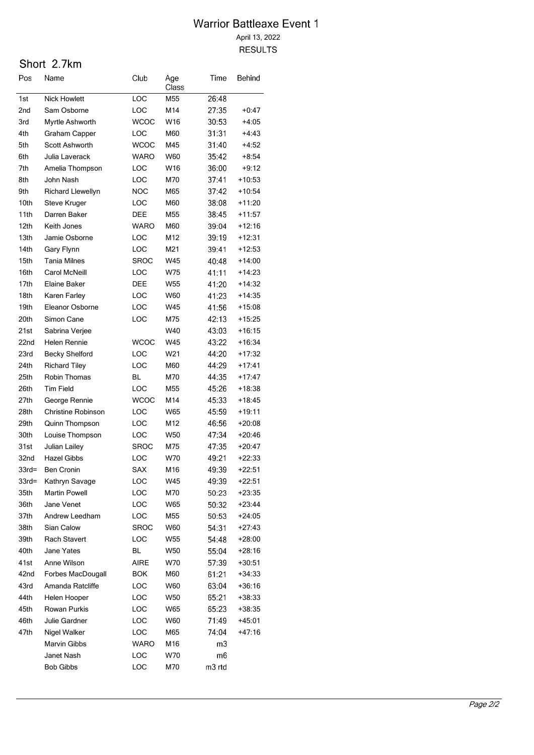# Warrior Battleaxe Event 1

April 13, 2022

RESULTS

## Short 2.7km

| Pos | Name | Club | Age Class | Time | Behind |
|---|---|---|---|---|---|
| 1st | Nick Howlett | LOC | M55 | 26:48 | |
| 2nd | Sam Osborne | LOC | M14 | 27:35 | +0:47 |
| 3rd | Myrtle Ashworth | WCOC | W16 | 30:53 | +4:05 |
| 4th | Graham Capper | LOC | M60 | 31:31 | +4:43 |
| 5th | Scott Ashworth | WCOC | M45 | 31:40 | +4:52 |
| 6th | Julia Laverack | WARO | W60 | 35:42 | +8:54 |
| 7th | Amelia Thompson | LOC | W16 | 36:00 | +9:12 |
| 8th | John Nash | LOC | M70 | 37:41 | +10:53 |
| 9th | Richard Llewellyn | NOC | M65 | 37:42 | +10:54 |
| 10th | Steve Kruger | LOC | M60 | 38:08 | +11:20 |
| 11th | Darren Baker | DEE | M55 | 38:45 | +11:57 |
| 12th | Keith Jones | WARO | M60 | 39:04 | +12:16 |
| 13th | Jamie Osborne | LOC | M12 | 39:19 | +12:31 |
| 14th | Gary Flynn | LOC | M21 | 39:41 | +12:53 |
| 15th | Tania Milnes | SROC | W45 | 40:48 | +14:00 |
| 16th | Carol McNeill | LOC | W75 | 41:11 | +14:23 |
| 17th | Elaine Baker | DEE | W55 | 41:20 | +14:32 |
| 18th | Karen Farley | LOC | W60 | 41:23 | +14:35 |
| 19th | Eleanor Osborne | LOC | W45 | 41:56 | +15:08 |
| 20th | Simon Cane | LOC | M75 | 42:13 | +15:25 |
| 21st | Sabrina Verjee | | W40 | 43:03 | +16:15 |
| 22nd | Helen Rennie | WCOC | W45 | 43:22 | +16:34 |
| 23rd | Becky Shelford | LOC | W21 | 44:20 | +17:32 |
| 24th | Richard Tiley | LOC | M60 | 44:29 | +17:41 |
| 25th | Robin Thomas | BL | M70 | 44:35 | +17:47 |
| 26th | Tim Field | LOC | M55 | 45:26 | +18:38 |
| 27th | George Rennie | WCOC | M14 | 45:33 | +18:45 |
| 28th | Christine Robinson | LOC | W65 | 45:59 | +19:11 |
| 29th | Quinn Thompson | LOC | M12 | 46:56 | +20:08 |
| 30th | Louise Thompson | LOC | W50 | 47:34 | +20:46 |
| 31st | Julian Lailey | SROC | M75 | 47:35 | +20:47 |
| 32nd | Hazel Gibbs | LOC | W70 | 49:21 | +22:33 |
| 33rd= | Ben Cronin | SAX | M16 | 49:39 | +22:51 |
| 33rd= | Kathryn Savage | LOC | W45 | 49:39 | +22:51 |
| 35th | Martin Powell | LOC | M70 | 50:23 | +23:35 |
| 36th | Jane Venet | LOC | W65 | 50:32 | +23:44 |
| 37th | Andrew Leedham | LOC | M55 | 50:53 | +24:05 |
| 38th | Sian Calow | SROC | W60 | 54:31 | +27:43 |
| 39th | Rach Stavert | LOC | W55 | 54:48 | +28:00 |
| 40th | Jane Yates | BL | W50 | 55:04 | +28:16 |
| 41st | Anne Wilson | AIRE | W70 | 57:39 | +30:51 |
| 42nd | Forbes MacDougall | BOK | M60 | 61:21 | +34:33 |
| 43rd | Amanda Ratcliffe | LOC | W60 | 63:04 | +36:16 |
| 44th | Helen Hooper | LOC | W50 | 65:21 | +38:33 |
| 45th | Rowan Purkis | LOC | W65 | 65:23 | +38:35 |
| 46th | Julie Gardner | LOC | W60 | 71:49 | +45:01 |
| 47th | Nigel Walker | LOC | M65 | 74:04 | +47:16 |
| | Marvin Gibbs | WARO | M16 | m3 | |
| | Janet Nash | LOC | W70 | m6 | |
| | Bob Gibbs | LOC | M70 | m3 rtd | |